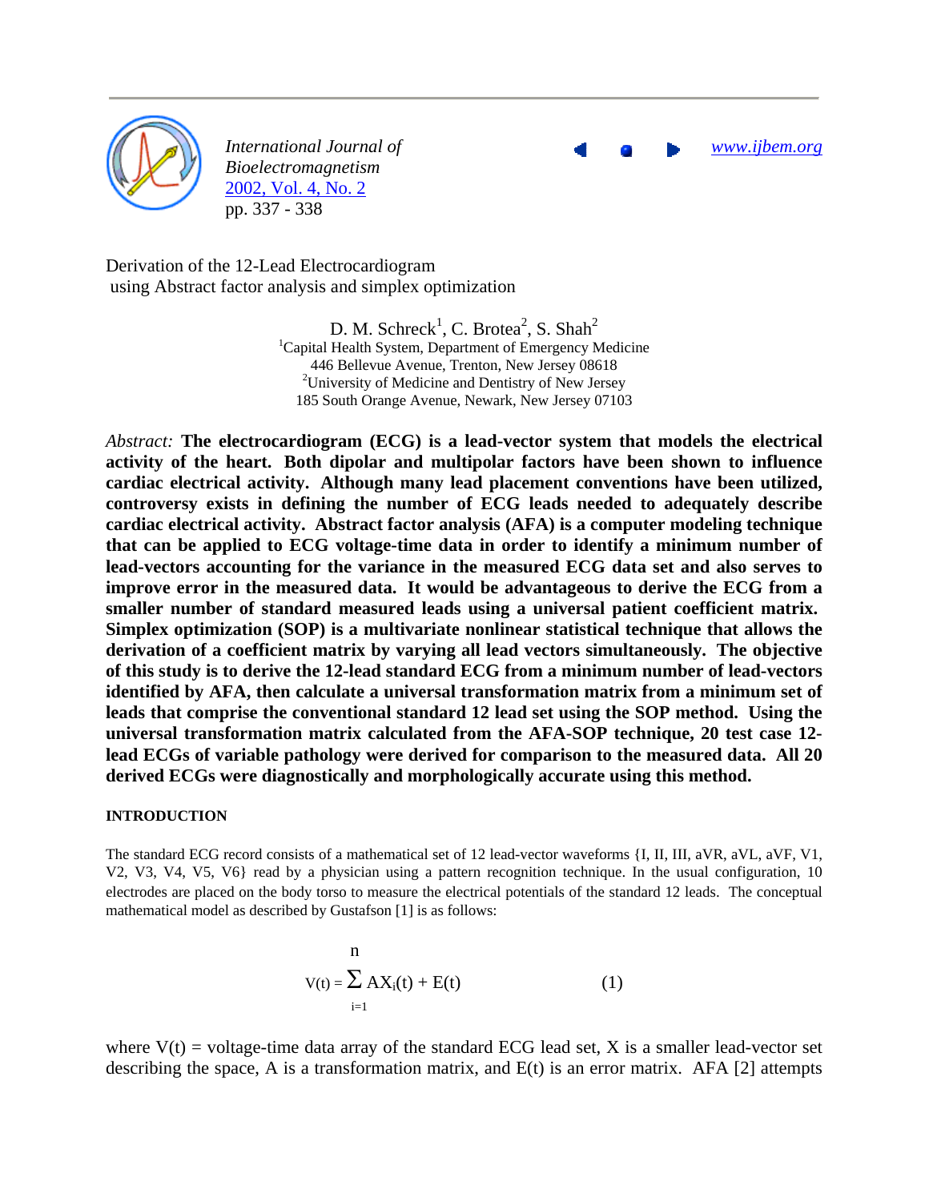International Journal of Bioelectromagnetism
2002, Vol. 4, No. 2
pp. 337 - 338

www.ijbem.org

# Derivation of the 12-Lead Electrocardiogram using Abstract factor analysis and simplex optimization

D. M. Schreck[1], C. Brotea[2], S. Shah[2]

[1]Capital Health System, Department of Emergency Medicine
446 Bellevue Avenue, Trenton, New Jersey 08618
[2]University of Medicine and Dentistry of New Jersey
185 South Orange Avenue, Newark, New Jersey 07103

*Abstract:* **The electrocardiogram (ECG) is a lead-vector system that models the electrical activity of the heart. Both dipolar and multipolar factors have been shown to influence cardiac electrical activity. Although many lead placement conventions have been utilized, controversy exists in defining the number of ECG leads needed to adequately describe cardiac electrical activity. Abstract factor analysis (AFA) is a computer modeling technique that can be applied to ECG voltage-time data in order to identify a minimum number of lead-vectors accounting for the variance in the measured ECG data set and also serves to improve error in the measured data. It would be advantageous to derive the ECG from a smaller number of standard measured leads using a universal patient coefficient matrix. Simplex optimization (SOP) is a multivariate nonlinear statistical technique that allows the derivation of a coefficient matrix by varying all lead vectors simultaneously. The objective of this study is to derive the 12-lead standard ECG from a minimum number of lead-vectors identified by AFA, then calculate a universal transformation matrix from a minimum set of leads that comprise the conventional standard 12 lead set using the SOP method. Using the universal transformation matrix calculated from the AFA-SOP technique, 20 test case 12-lead ECGs of variable pathology were derived for comparison to the measured data. All 20 derived ECGs were diagnostically and morphologically accurate using this method.**

## INTRODUCTION

The standard ECG record consists of a mathematical set of 12 lead-vector waveforms {I, II, III, aVR, aVL, aVF, V1, V2, V3, V4, V5, V6} read by a physician using a pattern recognition technique. In the usual configuration, 10 electrodes are placed on the body torso to measure the electrical potentials of the standard 12 leads. The conceptual mathematical model as described by Gustafson [1] is as follows:

$$V(t) = \sum_{i=1}^{n} AX_i(t) + E(t) \qquad (1)$$

where V(t) = voltage-time data array of the standard ECG lead set, X is a smaller lead-vector set describing the space, A is a transformation matrix, and E(t) is an error matrix. AFA [2] attempts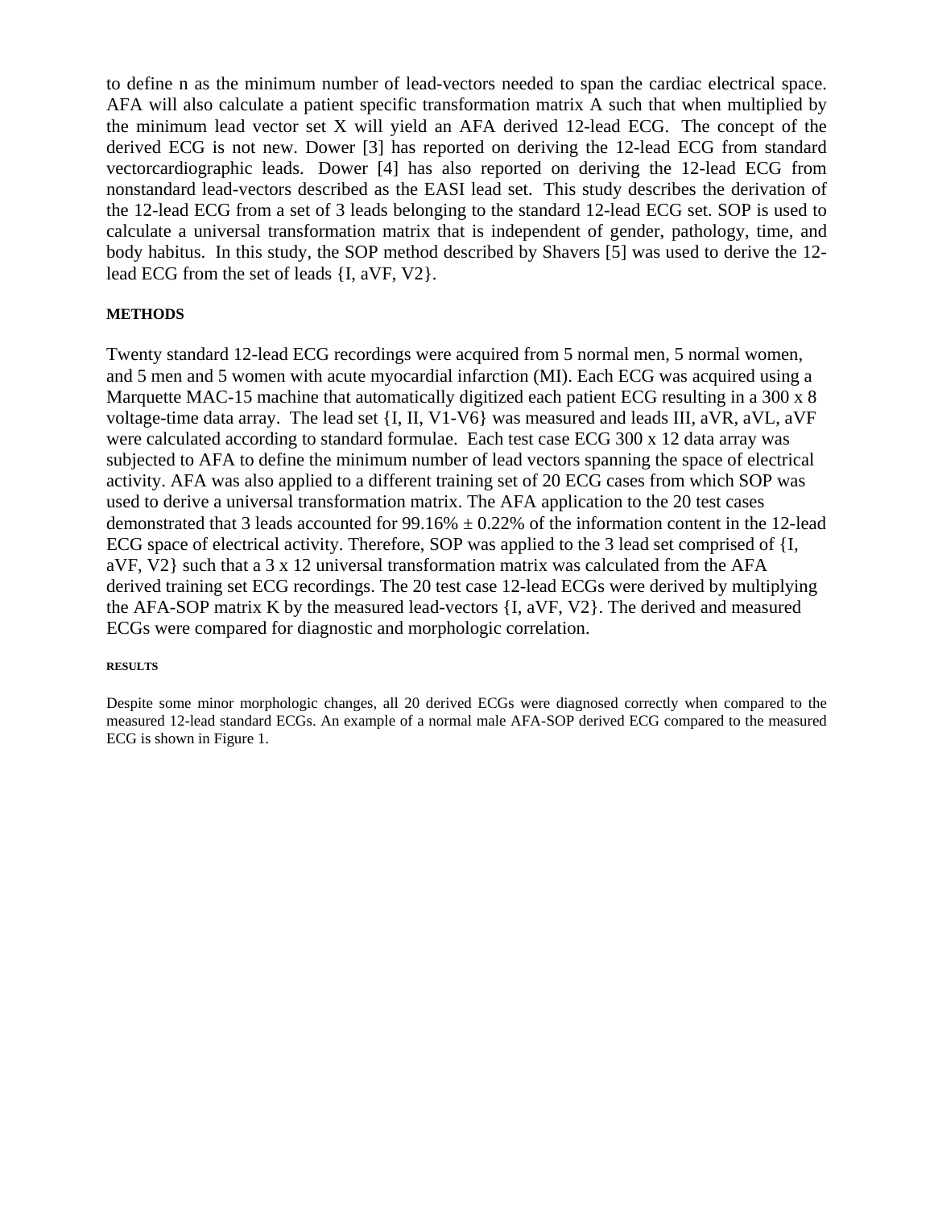to define n as the minimum number of lead-vectors needed to span the cardiac electrical space. AFA will also calculate a patient specific transformation matrix A such that when multiplied by the minimum lead vector set X will yield an AFA derived 12-lead ECG. The concept of the derived ECG is not new. Dower [3] has reported on deriving the 12-lead ECG from standard vectorcardiographic leads. Dower [4] has also reported on deriving the 12-lead ECG from nonstandard lead-vectors described as the EASI lead set. This study describes the derivation of the 12-lead ECG from a set of 3 leads belonging to the standard 12-lead ECG set. SOP is used to calculate a universal transformation matrix that is independent of gender, pathology, time, and body habitus. In this study, the SOP method described by Shavers [5] was used to derive the 12-lead ECG from the set of leads {I, aVF, V2}.

#### METHODS

Twenty standard 12-lead ECG recordings were acquired from 5 normal men, 5 normal women, and 5 men and 5 women with acute myocardial infarction (MI). Each ECG was acquired using a Marquette MAC-15 machine that automatically digitized each patient ECG resulting in a 300 x 8 voltage-time data array. The lead set {I, II, V1-V6} was measured and leads III, aVR, aVL, aVF were calculated according to standard formulae. Each test case ECG 300 x 12 data array was subjected to AFA to define the minimum number of lead vectors spanning the space of electrical activity. AFA was also applied to a different training set of 20 ECG cases from which SOP was used to derive a universal transformation matrix. The AFA application to the 20 test cases demonstrated that 3 leads accounted for 99.16% ± 0.22% of the information content in the 12-lead ECG space of electrical activity. Therefore, SOP was applied to the 3 lead set comprised of {I, aVF, V2} such that a 3 x 12 universal transformation matrix was calculated from the AFA derived training set ECG recordings. The 20 test case 12-lead ECGs were derived by multiplying the AFA-SOP matrix K by the measured lead-vectors {I, aVF, V2}. The derived and measured ECGs were compared for diagnostic and morphologic correlation.

#### RESULTS

Despite some minor morphologic changes, all 20 derived ECGs were diagnosed correctly when compared to the measured 12-lead standard ECGs. An example of a normal male AFA-SOP derived ECG compared to the measured ECG is shown in Figure 1.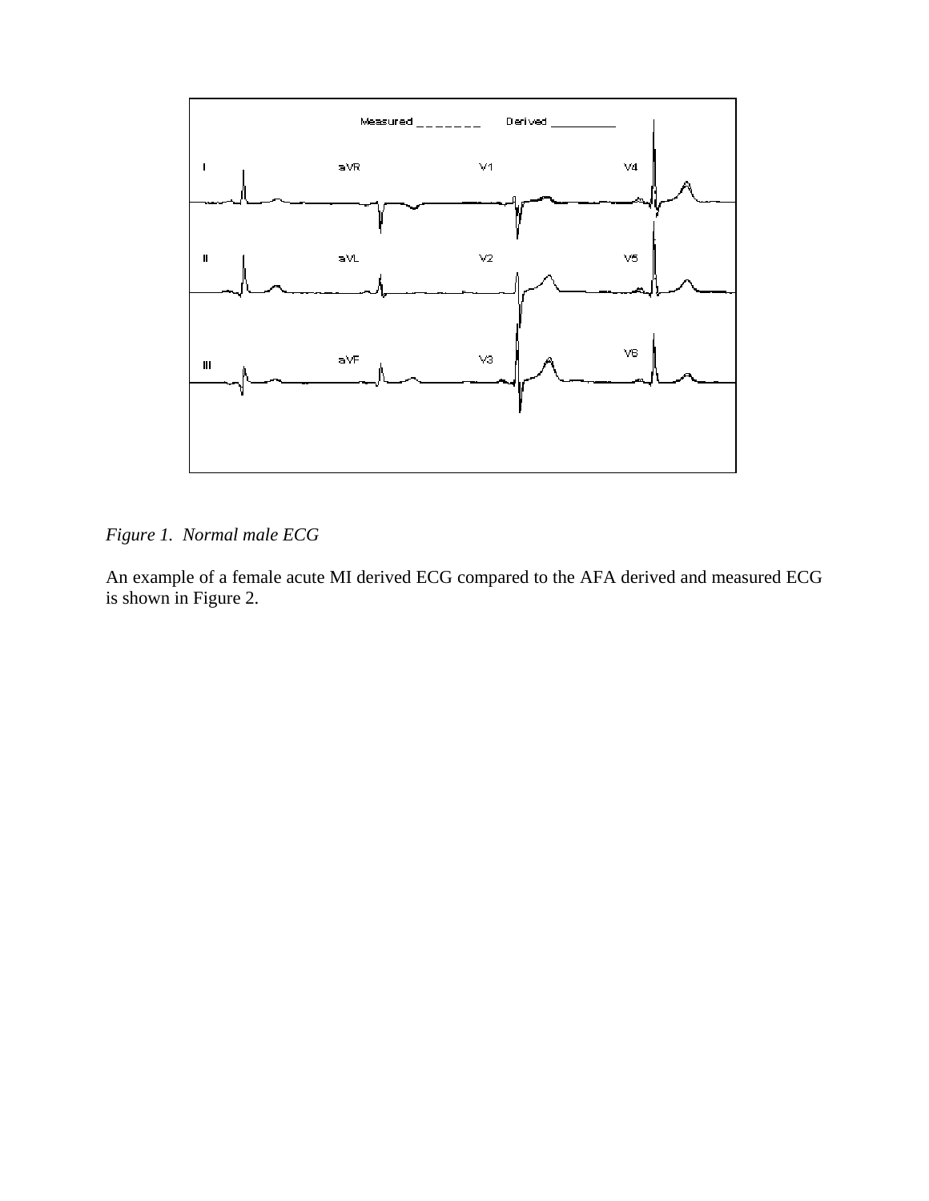*Figure 1. Normal male ECG*

An example of a female acute MI derived ECG compared to the AFA derived and measured ECG is shown in Figure 2.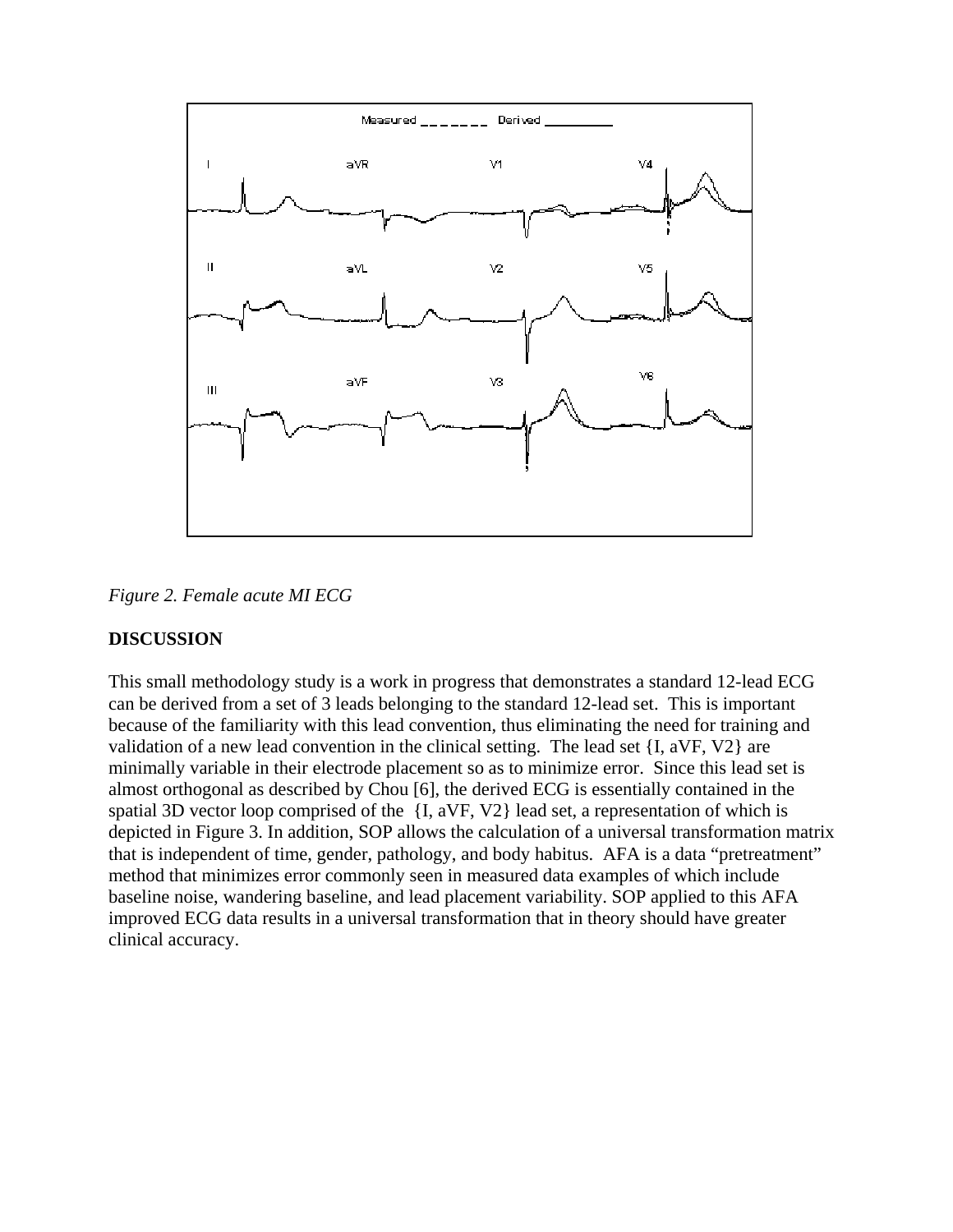*Figure 2. Female acute MI ECG*

**DISCUSSION**

This small methodology study is a work in progress that demonstrates a standard 12-lead ECG can be derived from a set of 3 leads belonging to the standard 12-lead set. This is important because of the familiarity with this lead convention, thus eliminating the need for training and validation of a new lead convention in the clinical setting. The lead set {I, aVF, V2} are minimally variable in their electrode placement so as to minimize error. Since this lead set is almost orthogonal as described by Chou [6], the derived ECG is essentially contained in the spatial 3D vector loop comprised of the {I, aVF, V2} lead set, a representation of which is depicted in Figure 3. In addition, SOP allows the calculation of a universal transformation matrix that is independent of time, gender, pathology, and body habitus. AFA is a data "pretreatment" method that minimizes error commonly seen in measured data examples of which include baseline noise, wandering baseline, and lead placement variability. SOP applied to this AFA improved ECG data results in a universal transformation that in theory should have greater clinical accuracy.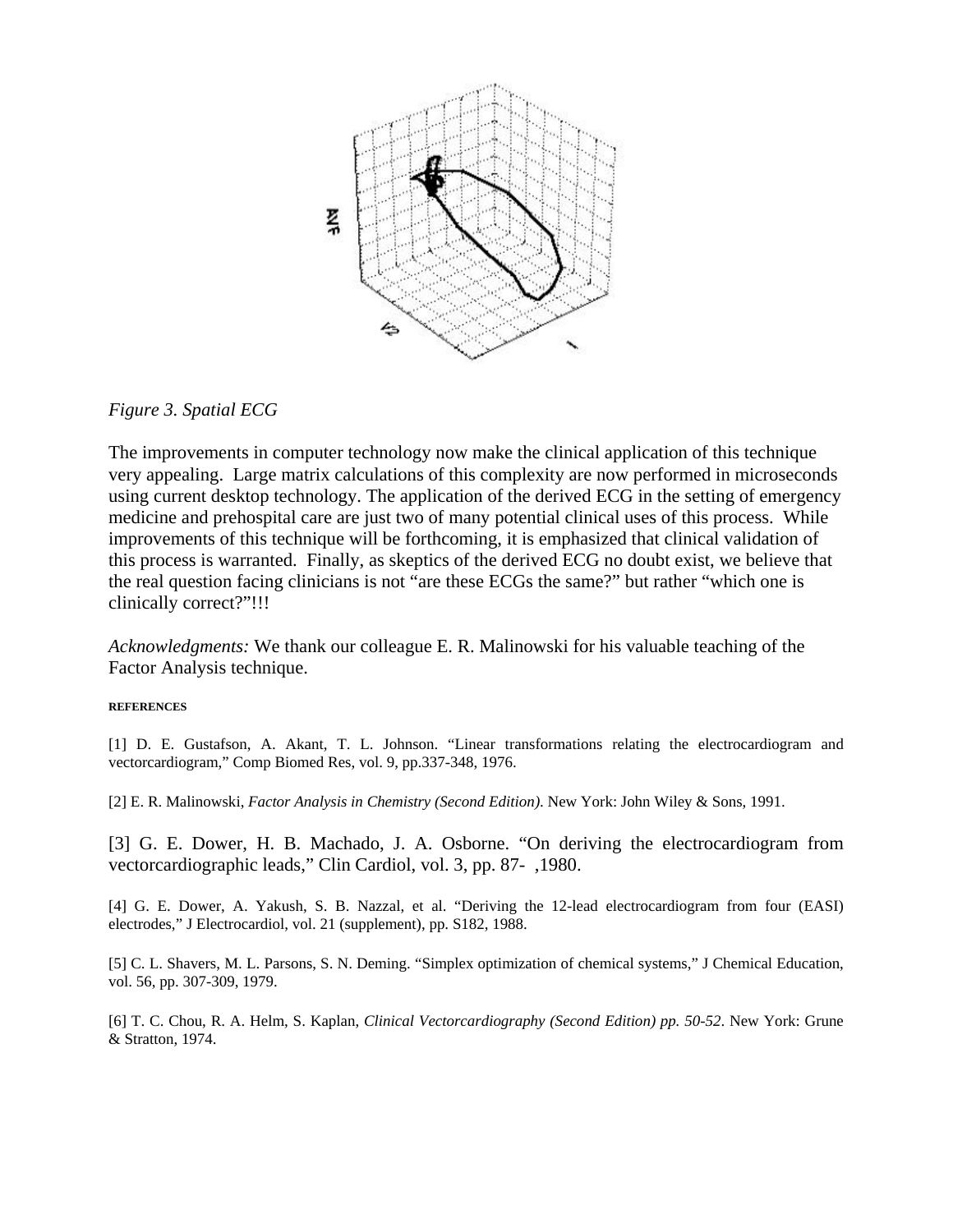*Figure 3. Spatial ECG*

The improvements in computer technology now make the clinical application of this technique very appealing. Large matrix calculations of this complexity are now performed in microseconds using current desktop technology. The application of the derived ECG in the setting of emergency medicine and prehospital care are just two of many potential clinical uses of this process. While improvements of this technique will be forthcoming, it is emphasized that clinical validation of this process is warranted. Finally, as skeptics of the derived ECG no doubt exist, we believe that the real question facing clinicians is not "are these ECGs the same?" but rather "which one is clinically correct?"!!!

*Acknowledgments:* We thank our colleague E. R. Malinowski for his valuable teaching of the Factor Analysis technique.

#### REFERENCES

[1] D. E. Gustafson, A. Akant, T. L. Johnson. "Linear transformations relating the electrocardiogram and vectorcardiogram," Comp Biomed Res, vol. 9, pp.337-348, 1976.

[2] E. R. Malinowski, *Factor Analysis in Chemistry (Second Edition)*. New York: John Wiley & Sons, 1991.

[3] G. E. Dower, H. B. Machado, J. A. Osborne. "On deriving the electrocardiogram from vectorcardiographic leads," Clin Cardiol, vol. 3, pp. 87- ,1980.

[4] G. E. Dower, A. Yakush, S. B. Nazzal, et al. "Deriving the 12-lead electrocardiogram from four (EASI) electrodes," J Electrocardiol, vol. 21 (supplement), pp. S182, 1988.

[5] C. L. Shavers, M. L. Parsons, S. N. Deming. "Simplex optimization of chemical systems," J Chemical Education, vol. 56, pp. 307-309, 1979.

[6] T. C. Chou, R. A. Helm, S. Kaplan, *Clinical Vectorcardiography (Second Edition) pp. 50-52*. New York: Grune & Stratton, 1974.